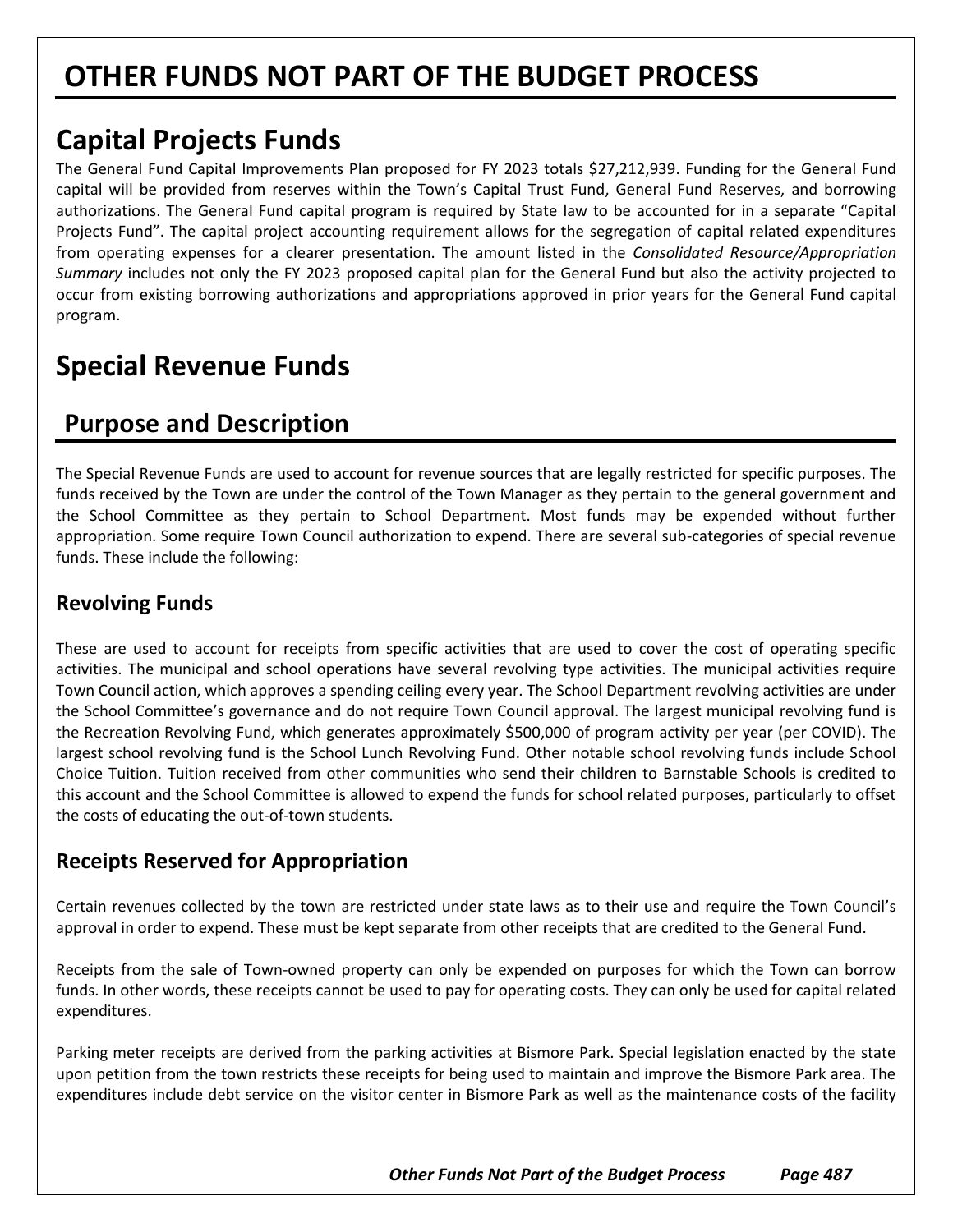# OTHER FUNDS NOT PART OF THE BUDGET PROCESS

## Capital Projects Funds

The General Fund Capital Improvements Plan proposed for FY 2023 totals $27,212,939. Funding for the General Fund capital will be provided from reserves within the Town's Capital Trust Fund, General Fund Reserves, and borrowing authorizations. The General Fund capital program is required by State law to be accounted for in a separate "Capital Projects Fund". The capital project accounting requirement allows for the segregation of capital related expenditures from operating expenses for a clearer presentation. The amount listed in the *Consolidated Resource/Appropriation Summary* includes not only the FY 2023 proposed capital plan for the General Fund but also the activity projected to occur from existing borrowing authorizations and appropriations approved in prior years for the General Fund capital program.

## Special Revenue Funds

### Purpose and Description

The Special Revenue Funds are used to account for revenue sources that are legally restricted for specific purposes. The funds received by the Town are under the control of the Town Manager as they pertain to the general government and the School Committee as they pertain to School Department. Most funds may be expended without further appropriation. Some require Town Council authorization to expend. There are several sub-categories of special revenue funds. These include the following:

#### Revolving Funds

These are used to account for receipts from specific activities that are used to cover the cost of operating specific activities. The municipal and school operations have several revolving type activities. The municipal activities require Town Council action, which approves a spending ceiling every year. The School Department revolving activities are under the School Committee's governance and do not require Town Council approval. The largest municipal revolving fund is the Recreation Revolving Fund, which generates approximately $500,000 of program activity per year (per COVID). The largest school revolving fund is the School Lunch Revolving Fund. Other notable school revolving funds include School Choice Tuition. Tuition received from other communities who send their children to Barnstable Schools is credited to this account and the School Committee is allowed to expend the funds for school related purposes, particularly to offset the costs of educating the out-of-town students.

#### Receipts Reserved for Appropriation

Certain revenues collected by the town are restricted under state laws as to their use and require the Town Council's approval in order to expend. These must be kept separate from other receipts that are credited to the General Fund.

Receipts from the sale of Town-owned property can only be expended on purposes for which the Town can borrow funds. In other words, these receipts cannot be used to pay for operating costs. They can only be used for capital related expenditures.

Parking meter receipts are derived from the parking activities at Bismore Park. Special legislation enacted by the state upon petition from the town restricts these receipts for being used to maintain and improve the Bismore Park area. The expenditures include debt service on the visitor center in Bismore Park as well as the maintenance costs of the facility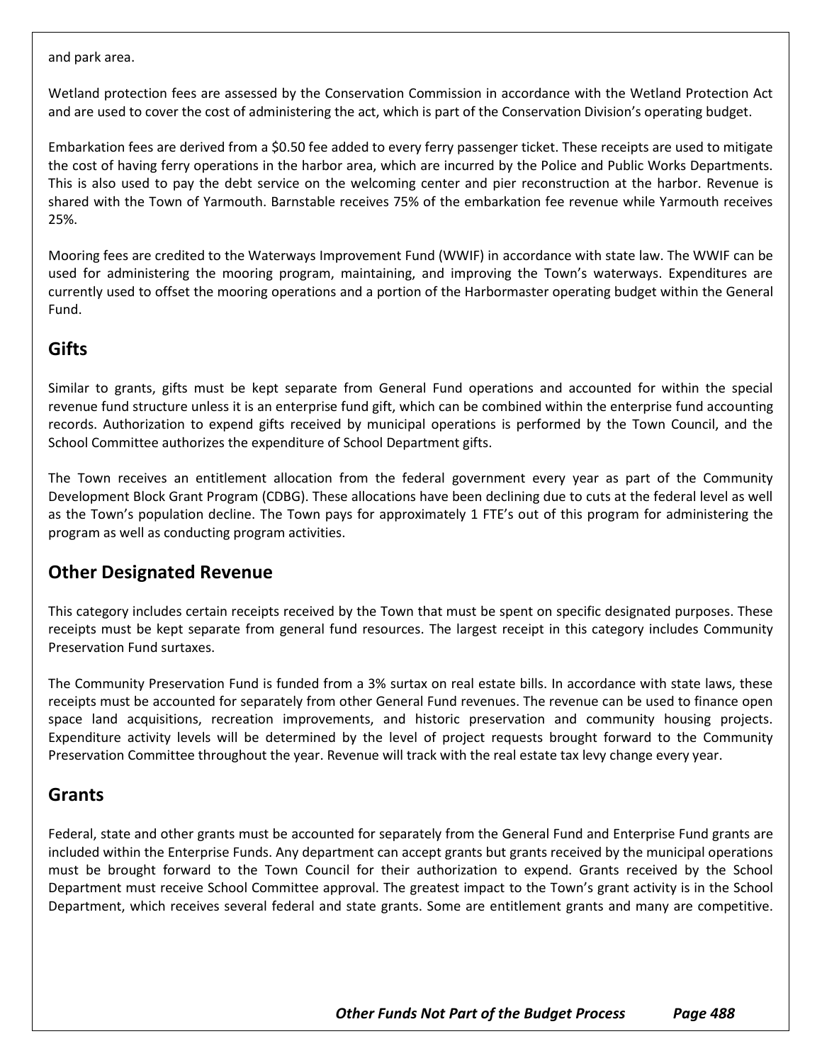and park area.

Wetland protection fees are assessed by the Conservation Commission in accordance with the Wetland Protection Act and are used to cover the cost of administering the act, which is part of the Conservation Division's operating budget.

Embarkation fees are derived from a $0.50 fee added to every ferry passenger ticket. These receipts are used to mitigate the cost of having ferry operations in the harbor area, which are incurred by the Police and Public Works Departments. This is also used to pay the debt service on the welcoming center and pier reconstruction at the harbor. Revenue is shared with the Town of Yarmouth. Barnstable receives 75% of the embarkation fee revenue while Yarmouth receives 25%.

Mooring fees are credited to the Waterways Improvement Fund (WWIF) in accordance with state law. The WWIF can be used for administering the mooring program, maintaining, and improving the Town's waterways. Expenditures are currently used to offset the mooring operations and a portion of the Harbormaster operating budget within the General Fund.

## Gifts

Similar to grants, gifts must be kept separate from General Fund operations and accounted for within the special revenue fund structure unless it is an enterprise fund gift, which can be combined within the enterprise fund accounting records. Authorization to expend gifts received by municipal operations is performed by the Town Council, and the School Committee authorizes the expenditure of School Department gifts.

The Town receives an entitlement allocation from the federal government every year as part of the Community Development Block Grant Program (CDBG). These allocations have been declining due to cuts at the federal level as well as the Town's population decline. The Town pays for approximately 1 FTE's out of this program for administering the program as well as conducting program activities.

## Other Designated Revenue

This category includes certain receipts received by the Town that must be spent on specific designated purposes. These receipts must be kept separate from general fund resources. The largest receipt in this category includes Community Preservation Fund surtaxes.

The Community Preservation Fund is funded from a 3% surtax on real estate bills. In accordance with state laws, these receipts must be accounted for separately from other General Fund revenues. The revenue can be used to finance open space land acquisitions, recreation improvements, and historic preservation and community housing projects. Expenditure activity levels will be determined by the level of project requests brought forward to the Community Preservation Committee throughout the year. Revenue will track with the real estate tax levy change every year.

## Grants

Federal, state and other grants must be accounted for separately from the General Fund and Enterprise Fund grants are included within the Enterprise Funds. Any department can accept grants but grants received by the municipal operations must be brought forward to the Town Council for their authorization to expend. Grants received by the School Department must receive School Committee approval. The greatest impact to the Town's grant activity is in the School Department, which receives several federal and state grants. Some are entitlement grants and many are competitive.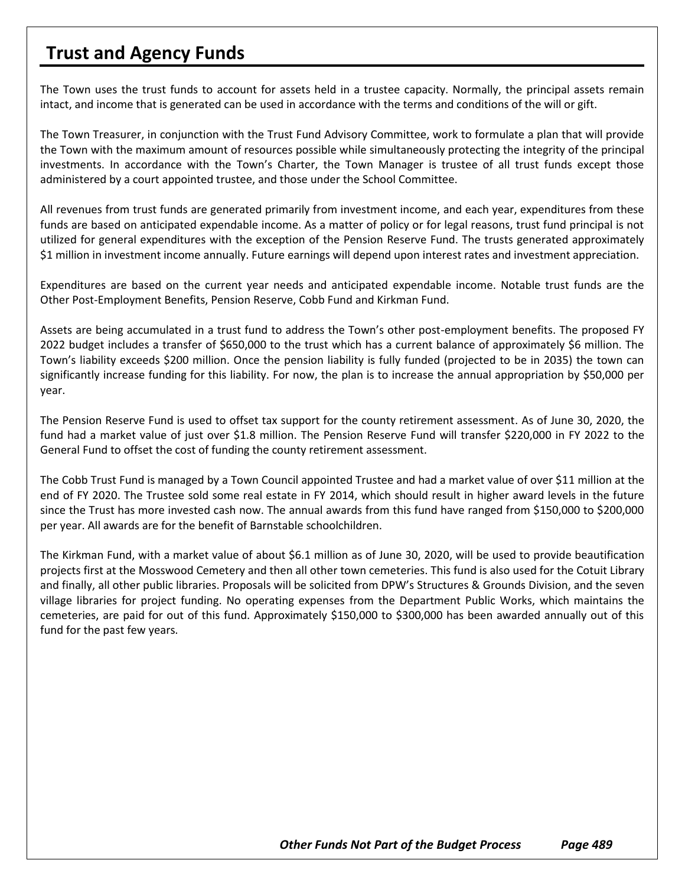## Trust and Agency Funds

The Town uses the trust funds to account for assets held in a trustee capacity. Normally, the principal assets remain intact, and income that is generated can be used in accordance with the terms and conditions of the will or gift.

The Town Treasurer, in conjunction with the Trust Fund Advisory Committee, work to formulate a plan that will provide the Town with the maximum amount of resources possible while simultaneously protecting the integrity of the principal investments. In accordance with the Town's Charter, the Town Manager is trustee of all trust funds except those administered by a court appointed trustee, and those under the School Committee.

All revenues from trust funds are generated primarily from investment income, and each year, expenditures from these funds are based on anticipated expendable income. As a matter of policy or for legal reasons, trust fund principal is not utilized for general expenditures with the exception of the Pension Reserve Fund. The trusts generated approximately $1 million in investment income annually. Future earnings will depend upon interest rates and investment appreciation.

Expenditures are based on the current year needs and anticipated expendable income. Notable trust funds are the Other Post-Employment Benefits, Pension Reserve, Cobb Fund and Kirkman Fund.

Assets are being accumulated in a trust fund to address the Town's other post-employment benefits. The proposed FY 2022 budget includes a transfer of $650,000 to the trust which has a current balance of approximately $6 million. The Town's liability exceeds $200 million. Once the pension liability is fully funded (projected to be in 2035) the town can significantly increase funding for this liability. For now, the plan is to increase the annual appropriation by $50,000 per year.

The Pension Reserve Fund is used to offset tax support for the county retirement assessment. As of June 30, 2020, the fund had a market value of just over $1.8 million. The Pension Reserve Fund will transfer $220,000 in FY 2022 to the General Fund to offset the cost of funding the county retirement assessment.

The Cobb Trust Fund is managed by a Town Council appointed Trustee and had a market value of over $11 million at the end of FY 2020. The Trustee sold some real estate in FY 2014, which should result in higher award levels in the future since the Trust has more invested cash now. The annual awards from this fund have ranged from $150,000 to $200,000 per year. All awards are for the benefit of Barnstable schoolchildren.

The Kirkman Fund, with a market value of about $6.1 million as of June 30, 2020, will be used to provide beautification projects first at the Mosswood Cemetery and then all other town cemeteries. This fund is also used for the Cotuit Library and finally, all other public libraries. Proposals will be solicited from DPW's Structures & Grounds Division, and the seven village libraries for project funding. No operating expenses from the Department Public Works, which maintains the cemeteries, are paid for out of this fund. Approximately $150,000 to $300,000 has been awarded annually out of this fund for the past few years.